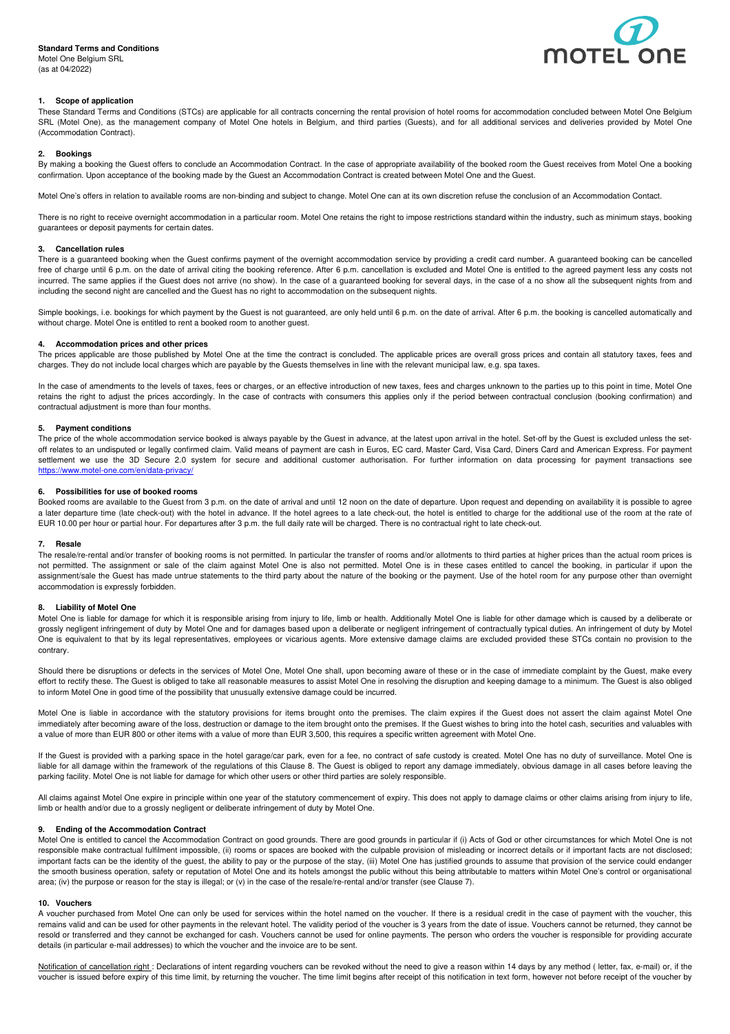**Standard Terms and Conditions**
Motel One Belgium SRL
(as at 04/2022)

## 1. Scope of application

These Standard Terms and Conditions (STCs) are applicable for all contracts concerning the rental provision of hotel rooms for accommodation concluded between Motel One Belgium SRL (Motel One), as the management company of Motel One hotels in Belgium, and third parties (Guests), and for all additional services and deliveries provided by Motel One (Accommodation Contract).

## 2. Bookings

By making a booking the Guest offers to conclude an Accommodation Contract. In the case of appropriate availability of the booked room the Guest receives from Motel One a booking confirmation. Upon acceptance of the booking made by the Guest an Accommodation Contract is created between Motel One and the Guest.

Motel One's offers in relation to available rooms are non-binding and subject to change. Motel One can at its own discretion refuse the conclusion of an Accommodation Contact.

There is no right to receive overnight accommodation in a particular room. Motel One retains the right to impose restrictions standard within the industry, such as minimum stays, booking guarantees or deposit payments for certain dates.

## 3. Cancellation rules

There is a guaranteed booking when the Guest confirms payment of the overnight accommodation service by providing a credit card number. A guaranteed booking can be cancelled free of charge until 6 p.m. on the date of arrival citing the booking reference. After 6 p.m. cancellation is excluded and Motel One is entitled to the agreed payment less any costs not incurred. The same applies if the Guest does not arrive (no show). In the case of a guaranteed booking for several days, in the case of a no show all the subsequent nights from and including the second night are cancelled and the Guest has no right to accommodation on the subsequent nights.

Simple bookings, i.e. bookings for which payment by the Guest is not guaranteed, are only held until 6 p.m. on the date of arrival. After 6 p.m. the booking is cancelled automatically and without charge. Motel One is entitled to rent a booked room to another guest.

## 4. Accommodation prices and other prices

The prices applicable are those published by Motel One at the time the contract is concluded. The applicable prices are overall gross prices and contain all statutory taxes, fees and charges. They do not include local charges which are payable by the Guests themselves in line with the relevant municipal law, e.g. spa taxes.

In the case of amendments to the levels of taxes, fees or charges, or an effective introduction of new taxes, fees and charges unknown to the parties up to this point in time, Motel One retains the right to adjust the prices accordingly. In the case of contracts with consumers this applies only if the period between contractual conclusion (booking confirmation) and contractual adjustment is more than four months.

## 5. Payment conditions

The price of the whole accommodation service booked is always payable by the Guest in advance, at the latest upon arrival in the hotel. Set-off by the Guest is excluded unless the set-off relates to an undisputed or legally confirmed claim. Valid means of payment are cash in Euros, EC card, Master Card, Visa Card, Diners Card and American Express. For payment settlement we use the 3D Secure 2.0 system for secure and additional customer authorisation. For further information on data processing for payment transactions see https://www.motel-one.com/en/data-privacy/

## 6. Possibilities for use of booked rooms

Booked rooms are available to the Guest from 3 p.m. on the date of arrival and until 12 noon on the date of departure. Upon request and depending on availability it is possible to agree a later departure time (late check-out) with the hotel in advance. If the hotel agrees to a late check-out, the hotel is entitled to charge for the additional use of the room at the rate of EUR 10.00 per hour or partial hour. For departures after 3 p.m. the full daily rate will be charged. There is no contractual right to late check-out.

## 7. Resale

The resale/re-rental and/or transfer of booking rooms is not permitted. In particular the transfer of rooms and/or allotments to third parties at higher prices than the actual room prices is not permitted. The assignment or sale of the claim against Motel One is also not permitted. Motel One is in these cases entitled to cancel the booking, in particular if upon the assignment/sale the Guest has made untrue statements to the third party about the nature of the booking or the payment. Use of the hotel room for any purpose other than overnight accommodation is expressly forbidden.

## 8. Liability of Motel One

Motel One is liable for damage for which it is responsible arising from injury to life, limb or health. Additionally Motel One is liable for other damage which is caused by a deliberate or grossly negligent infringement of duty by Motel One and for damages based upon a deliberate or negligent infringement of contractually typical duties. An infringement of duty by Motel One is equivalent to that by its legal representatives, employees or vicarious agents. More extensive damage claims are excluded provided these STCs contain no provision to the contrary.

Should there be disruptions or defects in the services of Motel One, Motel One shall, upon becoming aware of these or in the case of immediate complaint by the Guest, make every effort to rectify these. The Guest is obliged to take all reasonable measures to assist Motel One in resolving the disruption and keeping damage to a minimum. The Guest is also obliged to inform Motel One in good time of the possibility that unusually extensive damage could be incurred.

Motel One is liable in accordance with the statutory provisions for items brought onto the premises. The claim expires if the Guest does not assert the claim against Motel One immediately after becoming aware of the loss, destruction or damage to the item brought onto the premises. If the Guest wishes to bring into the hotel cash, securities and valuables with a value of more than EUR 800 or other items with a value of more than EUR 3,500, this requires a specific written agreement with Motel One.

If the Guest is provided with a parking space in the hotel garage/car park, even for a fee, no contract of safe custody is created. Motel One has no duty of surveillance. Motel One is liable for all damage within the framework of the regulations of this Clause 8. The Guest is obliged to report any damage immediately, obvious damage in all cases before leaving the parking facility. Motel One is not liable for damage for which other users or other third parties are solely responsible.

All claims against Motel One expire in principle within one year of the statutory commencement of expiry. This does not apply to damage claims or other claims arising from injury to life, limb or health and/or due to a grossly negligent or deliberate infringement of duty by Motel One.

## 9. Ending of the Accommodation Contract

Motel One is entitled to cancel the Accommodation Contract on good grounds. There are good grounds in particular if (i) Acts of God or other circumstances for which Motel One is not responsible make contractual fulfilment impossible, (ii) rooms or spaces are booked with the culpable provision of misleading or incorrect details or if important facts are not disclosed; important facts can be the identity of the guest, the ability to pay or the purpose of the stay, (iii) Motel One has justified grounds to assume that provision of the service could endanger the smooth business operation, safety or reputation of Motel One and its hotels amongst the public without this being attributable to matters within Motel One's control or organisational area; (iv) the purpose or reason for the stay is illegal; or (v) in the case of the resale/re-rental and/or transfer (see Clause 7).

## 10. Vouchers

A voucher purchased from Motel One can only be used for services within the hotel named on the voucher. If there is a residual credit in the case of payment with the voucher, this remains valid and can be used for other payments in the relevant hotel. The validity period of the voucher is 3 years from the date of issue. Vouchers cannot be returned, they cannot be resold or transferred and they cannot be exchanged for cash. Vouchers cannot be used for online payments. The person who orders the voucher is responsible for providing accurate details (in particular e-mail addresses) to which the voucher and the invoice are to be sent.

Notification of cancellation right : Declarations of intent regarding vouchers can be revoked without the need to give a reason within 14 days by any method ( letter, fax, e-mail) or, if the voucher is issued before expiry of this time limit, by returning the voucher. The time limit begins after receipt of this notification in text form, however not before receipt of the voucher by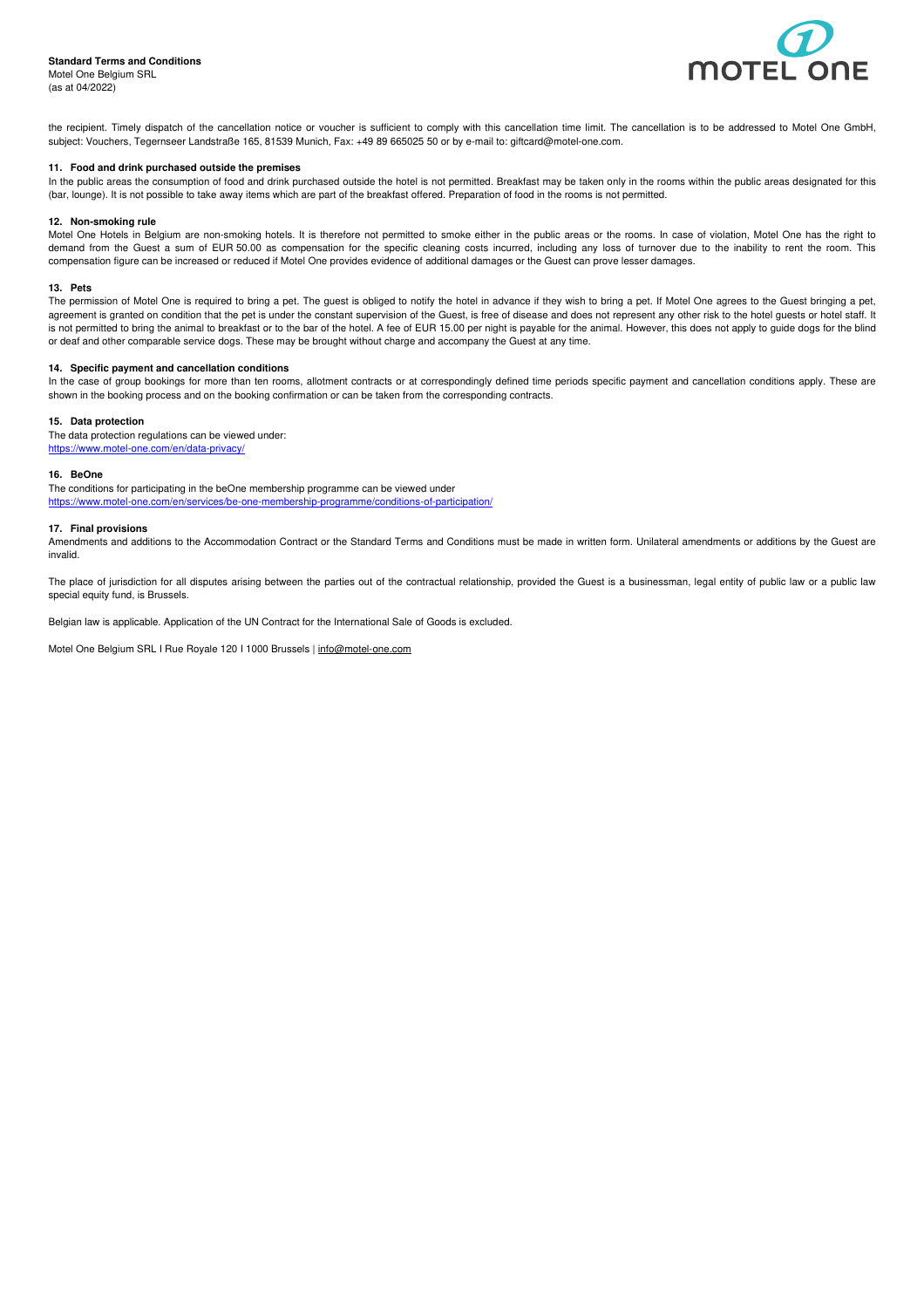the recipient. Timely dispatch of the cancellation notice or voucher is sufficient to comply with this cancellation time limit. The cancellation is to be addressed to Motel One GmbH, subject: Vouchers, Tegernseer Landstraße 165, 81539 Munich, Fax: +49 89 665025 50 or by e-mail to: giftcard@motel-one.com.

### 11. Food and drink purchased outside the premises

In the public areas the consumption of food and drink purchased outside the hotel is not permitted. Breakfast may be taken only in the rooms within the public areas designated for this (bar, lounge). It is not possible to take away items which are part of the breakfast offered. Preparation of food in the rooms is not permitted.

### 12. Non-smoking rule

Motel One Hotels in Belgium are non-smoking hotels. It is therefore not permitted to smoke either in the public areas or the rooms. In case of violation, Motel One has the right to demand from the Guest a sum of EUR 50.00 as compensation for the specific cleaning costs incurred, including any loss of turnover due to the inability to rent the room. This compensation figure can be increased or reduced if Motel One provides evidence of additional damages or the Guest can prove lesser damages.

### 13. Pets

The permission of Motel One is required to bring a pet. The guest is obliged to notify the hotel in advance if they wish to bring a pet. If Motel One agrees to the Guest bringing a pet, agreement is granted on condition that the pet is under the constant supervision of the Guest, is free of disease and does not represent any other risk to the hotel guests or hotel staff. It is not permitted to bring the animal to breakfast or to the bar of the hotel. A fee of EUR 15.00 per night is payable for the animal. However, this does not apply to guide dogs for the blind or deaf and other comparable service dogs. These may be brought without charge and accompany the Guest at any time.

### 14. Specific payment and cancellation conditions

In the case of group bookings for more than ten rooms, allotment contracts or at correspondingly defined time periods specific payment and cancellation conditions apply. These are shown in the booking process and on the booking confirmation or can be taken from the corresponding contracts.

### 15. Data protection

The data protection regulations can be viewed under:
https://www.motel-one.com/en/data-privacy/

### 16. BeOne

The conditions for participating in the beOne membership programme can be viewed under
https://www.motel-one.com/en/services/be-one-membership-programme/conditions-of-participation/

### 17. Final provisions

Amendments and additions to the Accommodation Contract or the Standard Terms and Conditions must be made in written form. Unilateral amendments or additions by the Guest are invalid.

The place of jurisdiction for all disputes arising between the parties out of the contractual relationship, provided the Guest is a businessman, legal entity of public law or a public law special equity fund, is Brussels.

Belgian law is applicable. Application of the UN Contract for the International Sale of Goods is excluded.

Motel One Belgium SRL I Rue Royale 120 I 1000 Brussels | info@motel-one.com